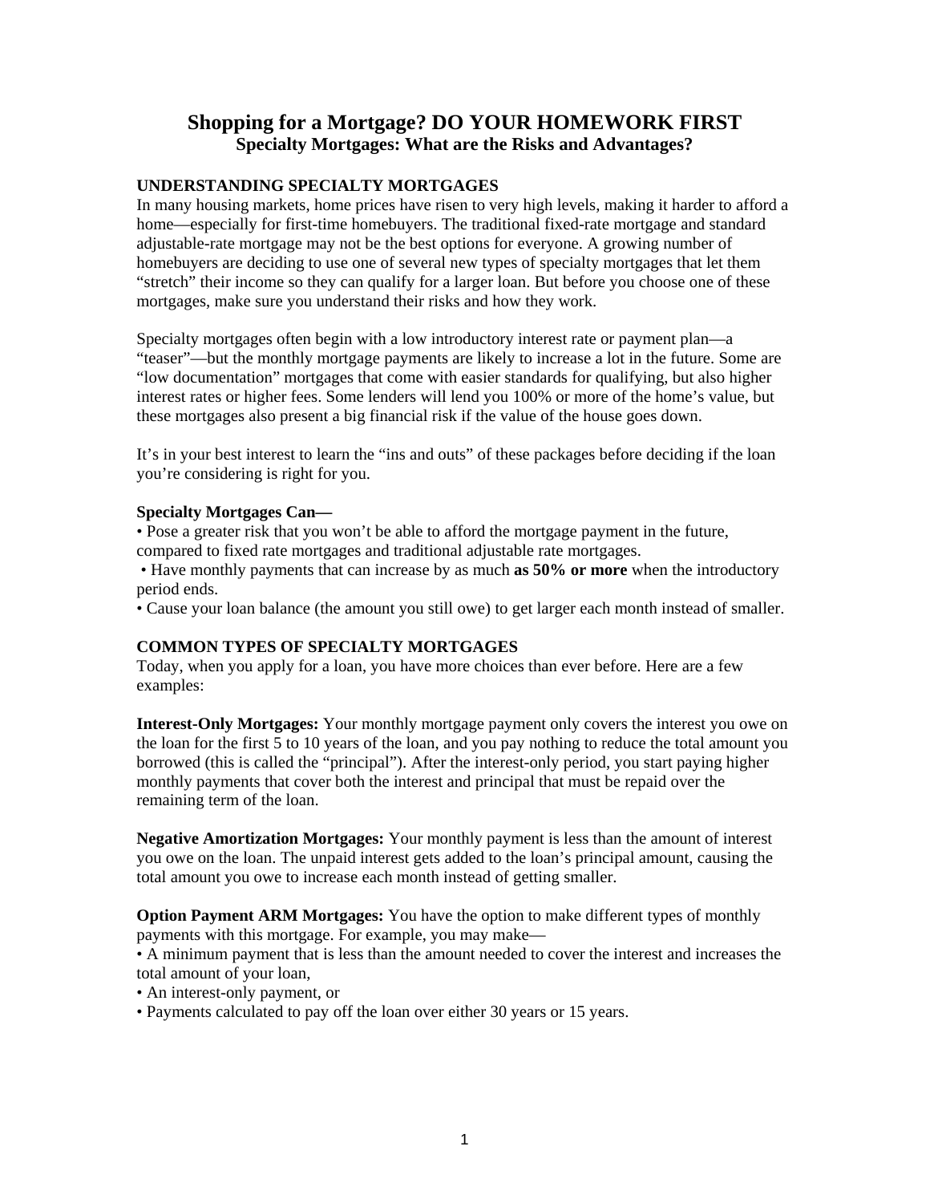# Shopping for a Mortgage? DO YOUR HOMEWORK FIRST

## Specialty Mortgages: What are the Risks and Advantages?

### UNDERSTANDING SPECIALTY MORTGAGES

In many housing markets, home prices have risen to very high levels, making it harder to afford a home—especially for first-time homebuyers. The traditional fixed-rate mortgage and standard adjustable-rate mortgage may not be the best options for everyone. A growing number of homebuyers are deciding to use one of several new types of specialty mortgages that let them "stretch" their income so they can qualify for a larger loan. But before you choose one of these mortgages, make sure you understand their risks and how they work.

Specialty mortgages often begin with a low introductory interest rate or payment plan—a "teaser"—but the monthly mortgage payments are likely to increase a lot in the future. Some are "low documentation" mortgages that come with easier standards for qualifying, but also higher interest rates or higher fees. Some lenders will lend you 100% or more of the home's value, but these mortgages also present a big financial risk if the value of the house goes down.

It's in your best interest to learn the "ins and outs" of these packages before deciding if the loan you're considering is right for you.

**Specialty Mortgages Can—**

- Pose a greater risk that you won't be able to afford the mortgage payment in the future, compared to fixed rate mortgages and traditional adjustable rate mortgages.
- Have monthly payments that can increase by as much **as 50% or more** when the introductory period ends.
- Cause your loan balance (the amount you still owe) to get larger each month instead of smaller.

### COMMON TYPES OF SPECIALTY MORTGAGES

Today, when you apply for a loan, you have more choices than ever before. Here are a few examples:

**Interest-Only Mortgages:** Your monthly mortgage payment only covers the interest you owe on the loan for the first 5 to 10 years of the loan, and you pay nothing to reduce the total amount you borrowed (this is called the "principal"). After the interest-only period, you start paying higher monthly payments that cover both the interest and principal that must be repaid over the remaining term of the loan.

**Negative Amortization Mortgages:** Your monthly payment is less than the amount of interest you owe on the loan. The unpaid interest gets added to the loan's principal amount, causing the total amount you owe to increase each month instead of getting smaller.

**Option Payment ARM Mortgages:** You have the option to make different types of monthly payments with this mortgage. For example, you may make—

- A minimum payment that is less than the amount needed to cover the interest and increases the total amount of your loan,
- An interest-only payment, or
- Payments calculated to pay off the loan over either 30 years or 15 years.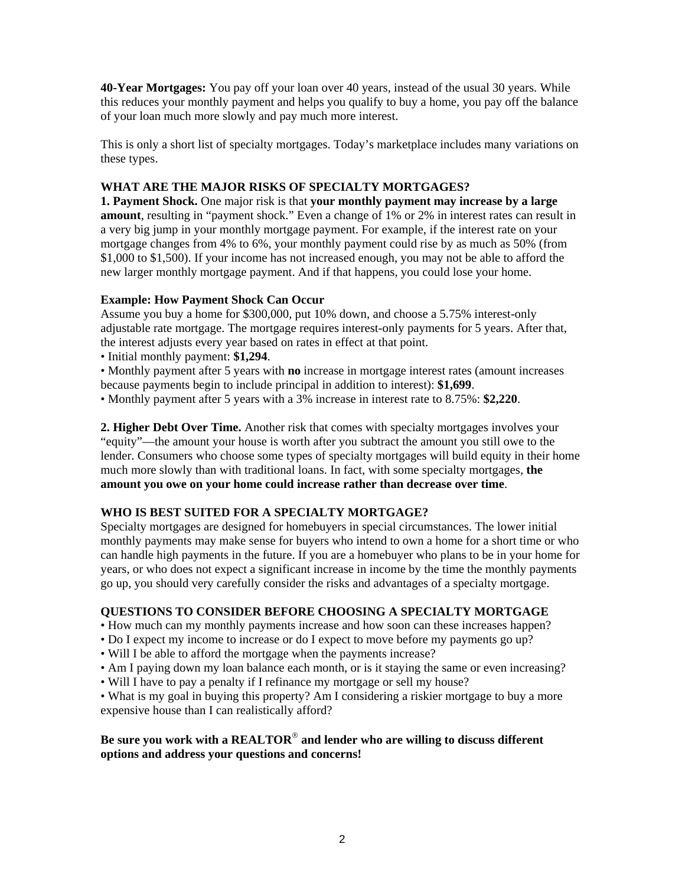**40-Year Mortgages:** You pay off your loan over 40 years, instead of the usual 30 years. While this reduces your monthly payment and helps you qualify to buy a home, you pay off the balance of your loan much more slowly and pay much more interest.

This is only a short list of specialty mortgages. Today's marketplace includes many variations on these types.

## WHAT ARE THE MAJOR RISKS OF SPECIALTY MORTGAGES?

**1. Payment Shock.** One major risk is that **your monthly payment may increase by a large amount**, resulting in "payment shock." Even a change of 1% or 2% in interest rates can result in a very big jump in your monthly mortgage payment. For example, if the interest rate on your mortgage changes from 4% to 6%, your monthly payment could rise by as much as 50% (from $1,000 to $1,500). If your income has not increased enough, you may not be able to afford the new larger monthly mortgage payment. And if that happens, you could lose your home.

**Example: How Payment Shock Can Occur**

Assume you buy a home for $300,000, put 10% down, and choose a 5.75% interest-only adjustable rate mortgage. The mortgage requires interest-only payments for 5 years. After that, the interest adjusts every year based on rates in effect at that point.

- Initial monthly payment: **$1,294**.
- Monthly payment after 5 years with **no** increase in mortgage interest rates (amount increases because payments begin to include principal in addition to interest): **$1,699**.
- Monthly payment after 5 years with a 3% increase in interest rate to 8.75%: **$2,220**.

**2. Higher Debt Over Time.** Another risk that comes with specialty mortgages involves your "equity"—the amount your house is worth after you subtract the amount you still owe to the lender. Consumers who choose some types of specialty mortgages will build equity in their home much more slowly than with traditional loans. In fact, with some specialty mortgages, **the amount you owe on your home could increase rather than decrease over time**.

## WHO IS BEST SUITED FOR A SPECIALTY MORTGAGE?

Specialty mortgages are designed for homebuyers in special circumstances. The lower initial monthly payments may make sense for buyers who intend to own a home for a short time or who can handle high payments in the future. If you are a homebuyer who plans to be in your home for years, or who does not expect a significant increase in income by the time the monthly payments go up, you should very carefully consider the risks and advantages of a specialty mortgage.

## QUESTIONS TO CONSIDER BEFORE CHOOSING A SPECIALTY MORTGAGE

- How much can my monthly payments increase and how soon can these increases happen?
- Do I expect my income to increase or do I expect to move before my payments go up?
- Will I be able to afford the mortgage when the payments increase?
- Am I paying down my loan balance each month, or is it staying the same or even increasing?
- Will I have to pay a penalty if I refinance my mortgage or sell my house?
- What is my goal in buying this property? Am I considering a riskier mortgage to buy a more expensive house than I can realistically afford?

**Be sure you work with a REALTOR® and lender who are willing to discuss different options and address your questions and concerns!**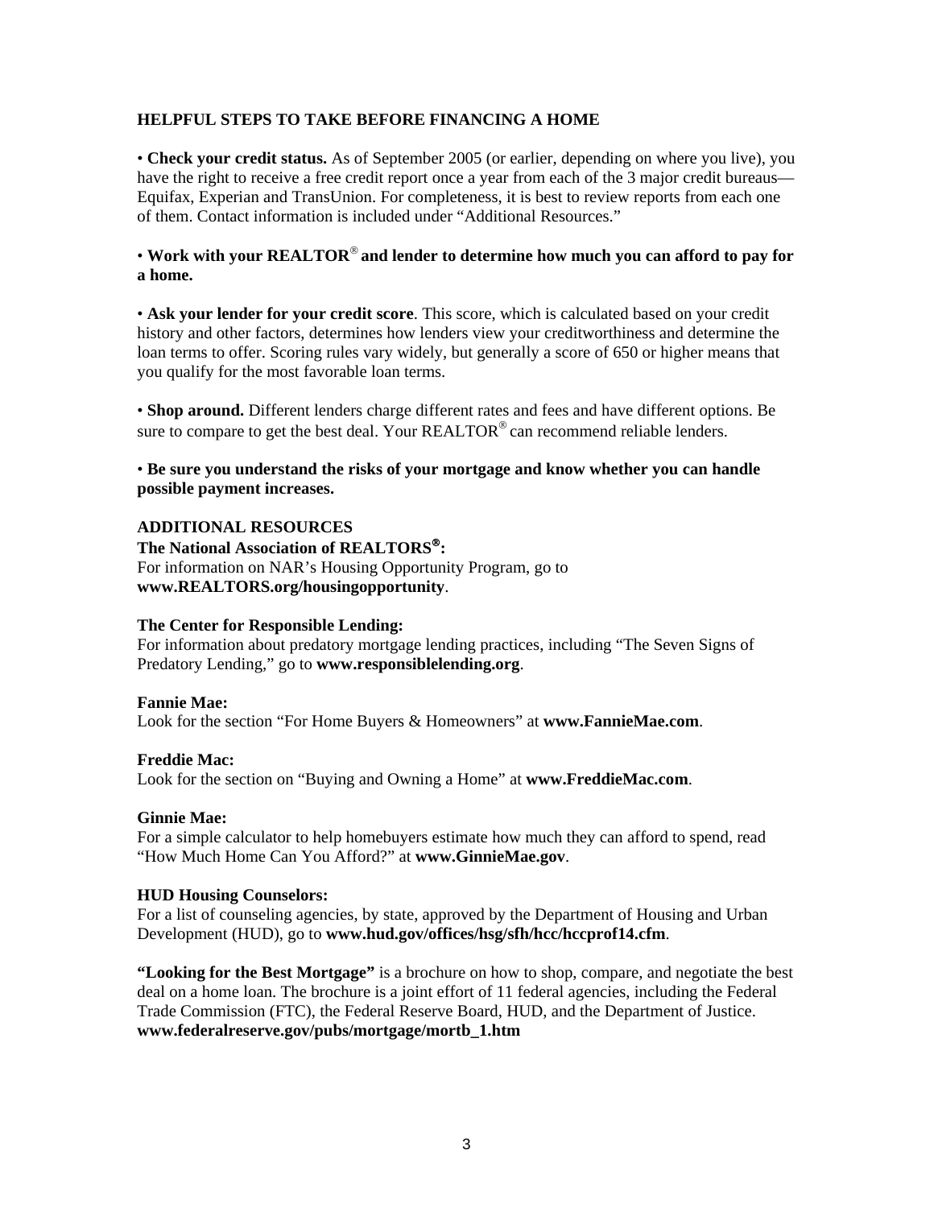## HELPFUL STEPS TO TAKE BEFORE FINANCING A HOME

- **Check your credit status.** As of September 2005 (or earlier, depending on where you live), you have the right to receive a free credit report once a year from each of the 3 major credit bureaus—Equifax, Experian and TransUnion. For completeness, it is best to review reports from each one of them. Contact information is included under "Additional Resources."

- **Work with your REALTOR® and lender to determine how much you can afford to pay for a home.**

- **Ask your lender for your credit score**. This score, which is calculated based on your credit history and other factors, determines how lenders view your creditworthiness and determine the loan terms to offer. Scoring rules vary widely, but generally a score of 650 or higher means that you qualify for the most favorable loan terms.

- **Shop around.** Different lenders charge different rates and fees and have different options. Be sure to compare to get the best deal. Your REALTOR® can recommend reliable lenders.

- **Be sure you understand the risks of your mortgage and know whether you can handle possible payment increases.**

## ADDITIONAL RESOURCES

**The National Association of REALTORS®:**
For information on NAR's Housing Opportunity Program, go to **www.REALTORS.org/housingopportunity**.

**The Center for Responsible Lending:**
For information about predatory mortgage lending practices, including "The Seven Signs of Predatory Lending," go to **www.responsiblelending.org**.

**Fannie Mae:**
Look for the section "For Home Buyers & Homeowners" at **www.FannieMae.com**.

**Freddie Mac:**
Look for the section on "Buying and Owning a Home" at **www.FreddieMac.com**.

**Ginnie Mae:**
For a simple calculator to help homebuyers estimate how much they can afford to spend, read "How Much Home Can You Afford?" at **www.GinnieMae.gov**.

**HUD Housing Counselors:**
For a list of counseling agencies, by state, approved by the Department of Housing and Urban Development (HUD), go to **www.hud.gov/offices/hsg/sfh/hcc/hccprof14.cfm**.

**"Looking for the Best Mortgage"** is a brochure on how to shop, compare, and negotiate the best deal on a home loan. The brochure is a joint effort of 11 federal agencies, including the Federal Trade Commission (FTC), the Federal Reserve Board, HUD, and the Department of Justice.
**www.federalreserve.gov/pubs/mortgage/mortb_1.htm**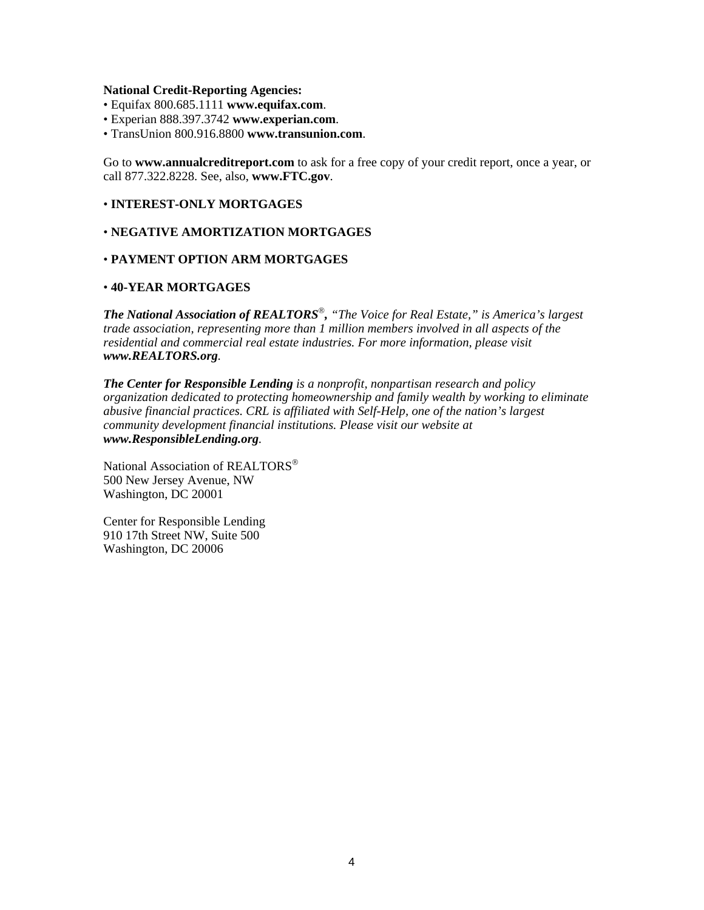**National Credit-Reporting Agencies:**

- Equifax 800.685.1111 **www.equifax.com**.
- Experian 888.397.3742 **www.experian.com**.
- TransUnion 800.916.8800 **www.transunion.com**.

Go to **www.annualcreditreport.com** to ask for a free copy of your credit report, once a year, or call 877.322.8228. See, also, **www.FTC.gov**.

- **INTEREST-ONLY MORTGAGES**

- **NEGATIVE AMORTIZATION MORTGAGES**

- **PAYMENT OPTION ARM MORTGAGES**

- **40-YEAR MORTGAGES**

***The National Association of REALTORS®,*** *"The Voice for Real Estate," is America's largest trade association, representing more than 1 million members involved in all aspects of the residential and commercial real estate industries. For more information, please visit* ***www.REALTORS.org****.*

***The Center for Responsible Lending*** *is a nonprofit, nonpartisan research and policy organization dedicated to protecting homeownership and family wealth by working to eliminate abusive financial practices. CRL is affiliated with Self-Help, one of the nation's largest community development financial institutions. Please visit our website at* ***www.ResponsibleLending.org****.*

National Association of REALTORS®
500 New Jersey Avenue, NW
Washington, DC 20001

Center for Responsible Lending
910 17th Street NW, Suite 500
Washington, DC 20006